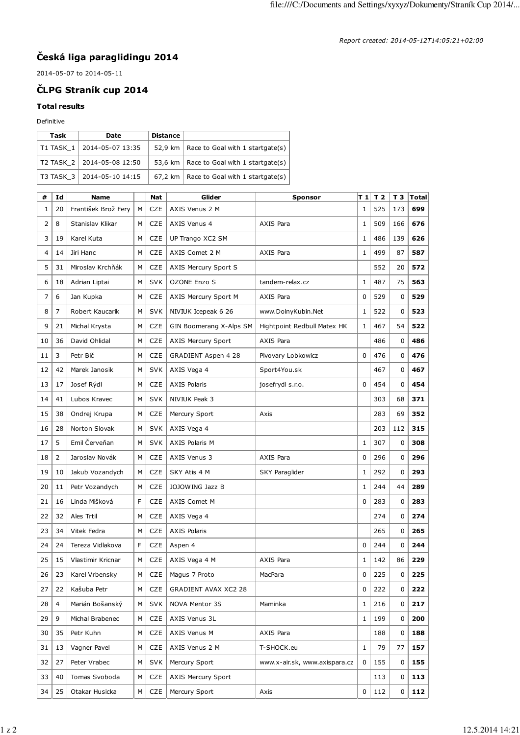*Report created: 2014-05-12T14:05:21+02:00*

## Česká liga paraglidingu 2014

2014-05-07 to 2014-05-11

## ČLPG Straník cup 2014

### Total results

Definitive

| Task | Date | Distance | |
|---|---|---|---|
| T1 TASK_1 | 2014-05-07 13:35 | 52,9 km | Race to Goal with 1 startgate(s) |
| T2 TASK_2 | 2014-05-08 12:50 | 53,6 km | Race to Goal with 1 startgate(s) |
| T3 TASK_3 | 2014-05-10 14:15 | 67,2 km | Race to Goal with 1 startgate(s) |

| # | Id | Name | | Nat | Glider | Sponsor | T 1 | T 2 | T 3 | Total |
|---|---|---|---|---|---|---|---|---|---|---|
| 1 | 20 | František Brož Fery | M | CZE | AXIS Venus 2 M | | 1 | 525 | 173 | **699** |
| 2 | 8 | Stanislav Klikar | M | CZE | AXIS Venus 4 | AXIS Para | 1 | 509 | 166 | **676** |
| 3 | 19 | Karel Kuta | M | CZE | UP Trango XC2 SM | | 1 | 486 | 139 | **626** |
| 4 | 14 | Jiri Hanc | M | CZE | AXIS Comet 2 M | AXIS Para | 1 | 499 | 87 | **587** |
| 5 | 31 | Miroslav Krchňák | M | CZE | AXIS Mercury Sport S | | | 552 | 20 | **572** |
| 6 | 18 | Adrian Liptai | M | SVK | OZONE Enzo S | tandem-relax.cz | 1 | 487 | 75 | **563** |
| 7 | 6 | Jan Kupka | M | CZE | AXIS Mercury Sport M | AXIS Para | 0 | 529 | 0 | **529** |
| 8 | 7 | Robert Kaucarik | M | SVK | NIVIUK Icepeak 6 26 | www.DolnyKubin.Net | 1 | 522 | 0 | **523** |
| 9 | 21 | Michal Krysta | M | CZE | GIN Boomerang X-Alps SM | Hightpoint Redbull Matex HK | 1 | 467 | 54 | **522** |
| 10 | 36 | David Ohlidal | M | CZE | AXIS Mercury Sport | AXIS Para | | 486 | 0 | **486** |
| 11 | 3 | Petr Bič | M | CZE | GRADIENT Aspen 4 28 | Pivovary Lobkowicz | 0 | 476 | 0 | **476** |
| 12 | 42 | Marek Janosik | M | SVK | AXIS Vega 4 | Sport4You.sk | | 467 | 0 | **467** |
| 13 | 17 | Josef Rýdl | M | CZE | AXIS Polaris | josefrydl s.r.o. | 0 | 454 | 0 | **454** |
| 14 | 41 | Lubos Kravec | M | SVK | NIVIUK Peak 3 | | | 303 | 68 | **371** |
| 15 | 38 | Ondrej Krupa | M | CZE | Mercury Sport | Axis | | 283 | 69 | **352** |
| 16 | 28 | Norton Slovak | M | SVK | AXIS Vega 4 | | | 203 | 112 | **315** |
| 17 | 5 | Emil Červeňan | M | SVK | AXIS Polaris M | | 1 | 307 | 0 | **308** |
| 18 | 2 | Jaroslav Novák | M | CZE | AXIS Venus 3 | AXIS Para | 0 | 296 | 0 | **296** |
| 19 | 10 | Jakub Vozandych | M | CZE | SKY Atis 4 M | SKY Paraglider | 1 | 292 | 0 | **293** |
| 20 | 11 | Petr Vozandych | M | CZE | JOJOWING Jazz B | | 1 | 244 | 44 | **289** |
| 21 | 16 | Linda Mišková | F | CZE | AXIS Comet M | | 0 | 283 | 0 | **283** |
| 22 | 32 | Ales Trtil | M | CZE | AXIS Vega 4 | | | 274 | 0 | **274** |
| 23 | 34 | Vitek Fedra | M | CZE | AXIS Polaris | | | 265 | 0 | **265** |
| 24 | 24 | Tereza Vidlakova | F | CZE | Aspen 4 | | 0 | 244 | 0 | **244** |
| 25 | 15 | Vlastimir Kricnar | M | CZE | AXIS Vega 4 M | AXIS Para | 1 | 142 | 86 | **229** |
| 26 | 23 | Karel Vrbensky | M | CZE | Magus 7 Proto | MacPara | 0 | 225 | 0 | **225** |
| 27 | 22 | Kašuba Petr | M | CZE | GRADIENT AVAX XC2 28 | | 0 | 222 | 0 | **222** |
| 28 | 4 | Marián Bošanský | M | SVK | NOVA Mentor 3S | Maminka | 1 | 216 | 0 | **217** |
| 29 | 9 | Michal Brabenec | M | CZE | AXIS Venus 3L | | 1 | 199 | 0 | **200** |
| 30 | 35 | Petr Kuhn | M | CZE | AXIS Venus M | AXIS Para | | 188 | 0 | **188** |
| 31 | 13 | Vagner Pavel | M | CZE | AXIS Venus 2 M | T-SHOCK.eu | 1 | 79 | 77 | **157** |
| 32 | 27 | Peter Vrabec | M | SVK | Mercury Sport | www.x-air.sk, www.axispara.cz | 0 | 155 | 0 | **155** |
| 33 | 40 | Tomas Svoboda | M | CZE | AXIS Mercury Sport | | | 113 | 0 | **113** |
| 34 | 25 | Otakar Husicka | M | CZE | Mercury Sport | Axis | 0 | 112 | 0 | **112** |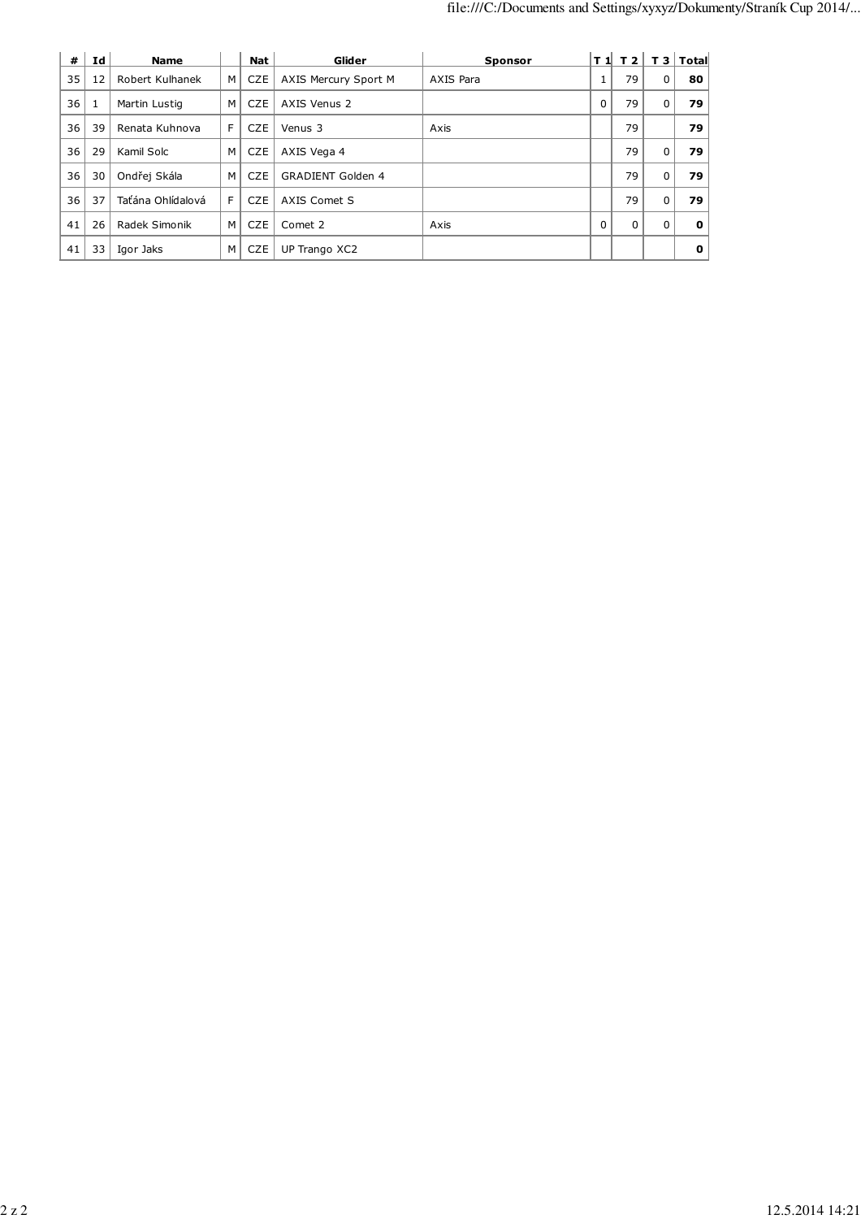| # | Id | Name | | Nat | Glider | Sponsor | T 1 | T 2 | T 3 | Total |
|---|---|---|---|---|---|---|---|---|---|---|
| 35 | 12 | Robert Kulhanek | M | CZE | AXIS Mercury Sport M | AXIS Para | 1 | 79 | 0 | **80** |
| 36 | 1 | Martin Lustig | M | CZE | AXIS Venus 2 | | 0 | 79 | 0 | **79** |
| 36 | 39 | Renata Kuhnova | F | CZE | Venus 3 | Axis | | 79 | | **79** |
| 36 | 29 | Kamil Solc | M | CZE | AXIS Vega 4 | | | 79 | 0 | **79** |
| 36 | 30 | Ondřej Skála | M | CZE | GRADIENT Golden 4 | | | 79 | 0 | **79** |
| 36 | 37 | Taťána Ohlídalová | F | CZE | AXIS Comet S | | | 79 | 0 | **79** |
| 41 | 26 | Radek Simonik | M | CZE | Comet 2 | Axis | 0 | 0 | 0 | **0** |
| 41 | 33 | Igor Jaks | M | CZE | UP Trango XC2 | | | | | **0** |